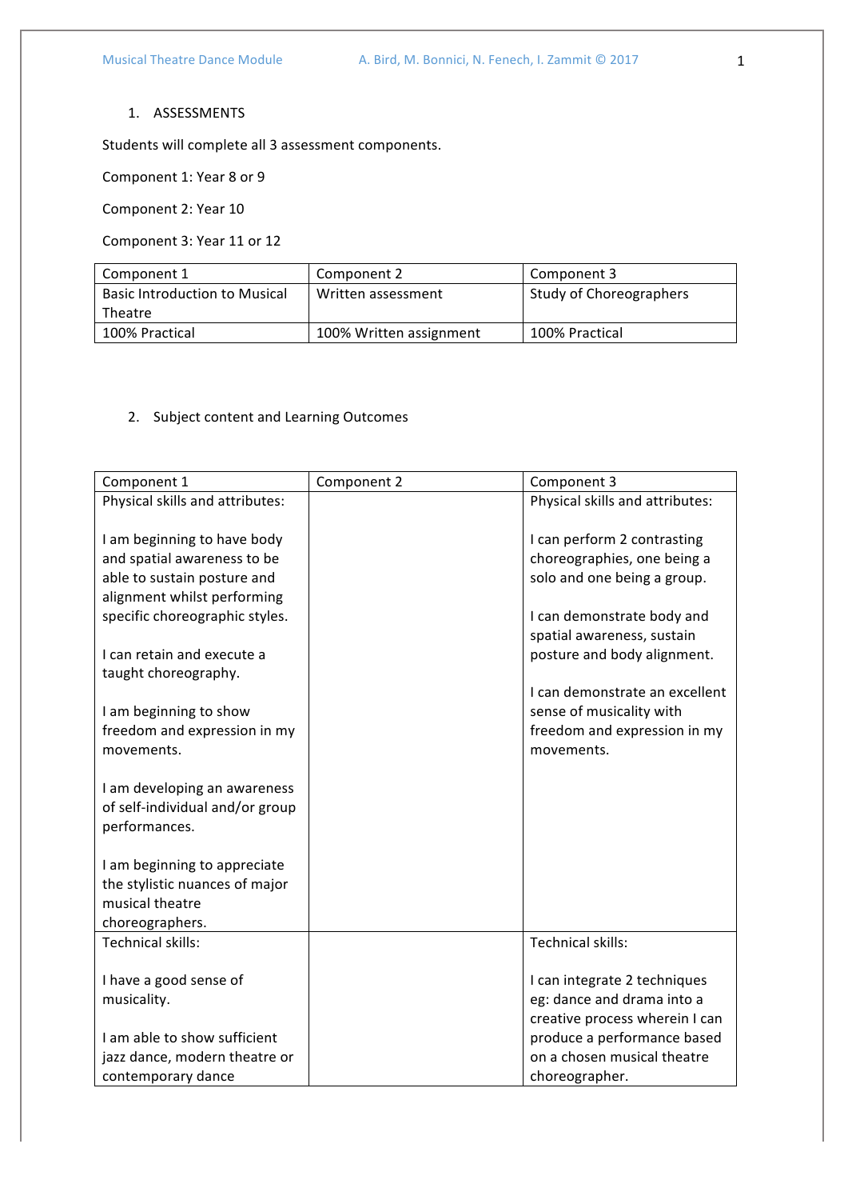1. ASSESSMENTS

Students will complete all 3 assessment components.

Component 1: Year 8 or 9

Component 2: Year 10

Component 3: Year 11 or 12

| Component 1 | Component 2 | Component 3 |
|---|---|---|
| Basic Introduction to Musical Theatre | Written assessment | Study of Choreographers |
| 100% Practical | 100% Written assignment | 100% Practical |

2. Subject content and Learning Outcomes

| Component 1 | Component 2 | Component 3 |
|---|---|---|
| Physical skills and attributes:<br><br>I am beginning to have body and spatial awareness to be able to sustain posture and alignment whilst performing specific choreographic styles.<br><br>I can retain and execute a taught choreography.<br><br>I am beginning to show freedom and expression in my movements.<br><br>I am developing an awareness of self-individual and/or group performances.<br><br>I am beginning to appreciate the stylistic nuances of major musical theatre choreographers. | | Physical skills and attributes:<br><br>I can perform 2 contrasting choreographies, one being a solo and one being a group.<br><br>I can demonstrate body and spatial awareness, sustain posture and body alignment.<br><br>I can demonstrate an excellent sense of musicality with freedom and expression in my movements. |
| Technical skills:<br><br>I have a good sense of musicality.<br><br>I am able to show sufficient jazz dance, modern theatre or contemporary dance | | Technical skills:<br><br>I can integrate 2 techniques eg: dance and drama into a creative process wherein I can produce a performance based on a chosen musical theatre choreographer. |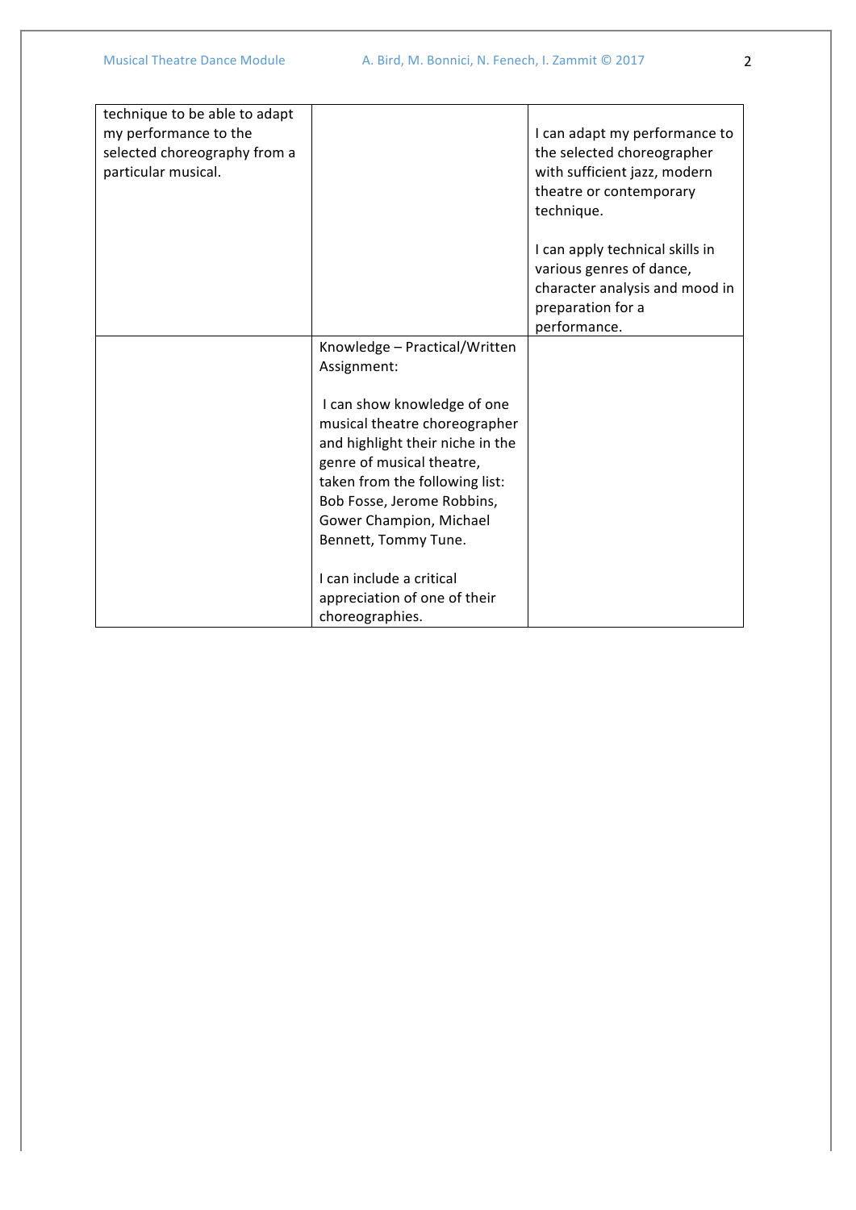| | | |
|---|---|---|
| technique to be able to adapt my performance to the selected choreography from a particular musical. | | I can adapt my performance to the selected choreographer with sufficient jazz, modern theatre or contemporary technique.<br><br>I can apply technical skills in various genres of dance, character analysis and mood in preparation for a performance. |
| | Knowledge – Practical/Written Assignment:<br><br>I can show knowledge of one musical theatre choreographer and highlight their niche in the genre of musical theatre, taken from the following list: Bob Fosse, Jerome Robbins, Gower Champion, Michael Bennett, Tommy Tune.<br><br>I can include a critical appreciation of one of their choreographies. | |